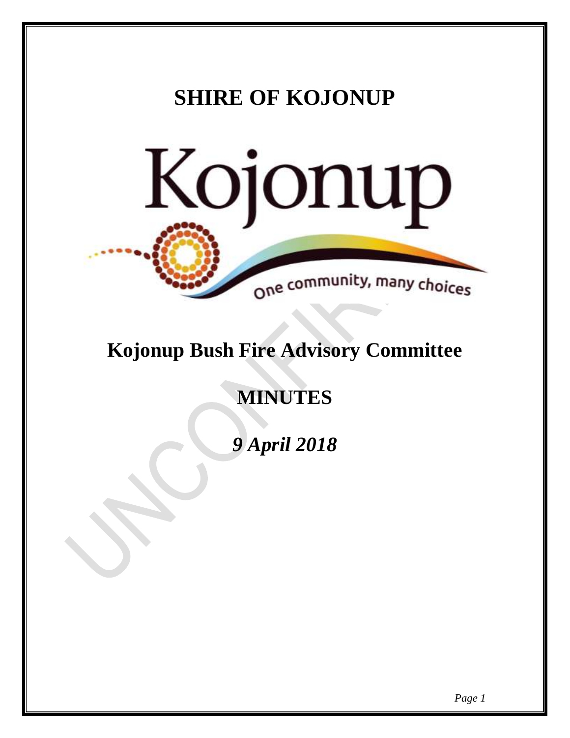# SHIRE OF KOJONUP

Kojonup

One community, many choices

## Kojonup Bush Fire Advisory Committee

## MINUTES

***9 April 2018***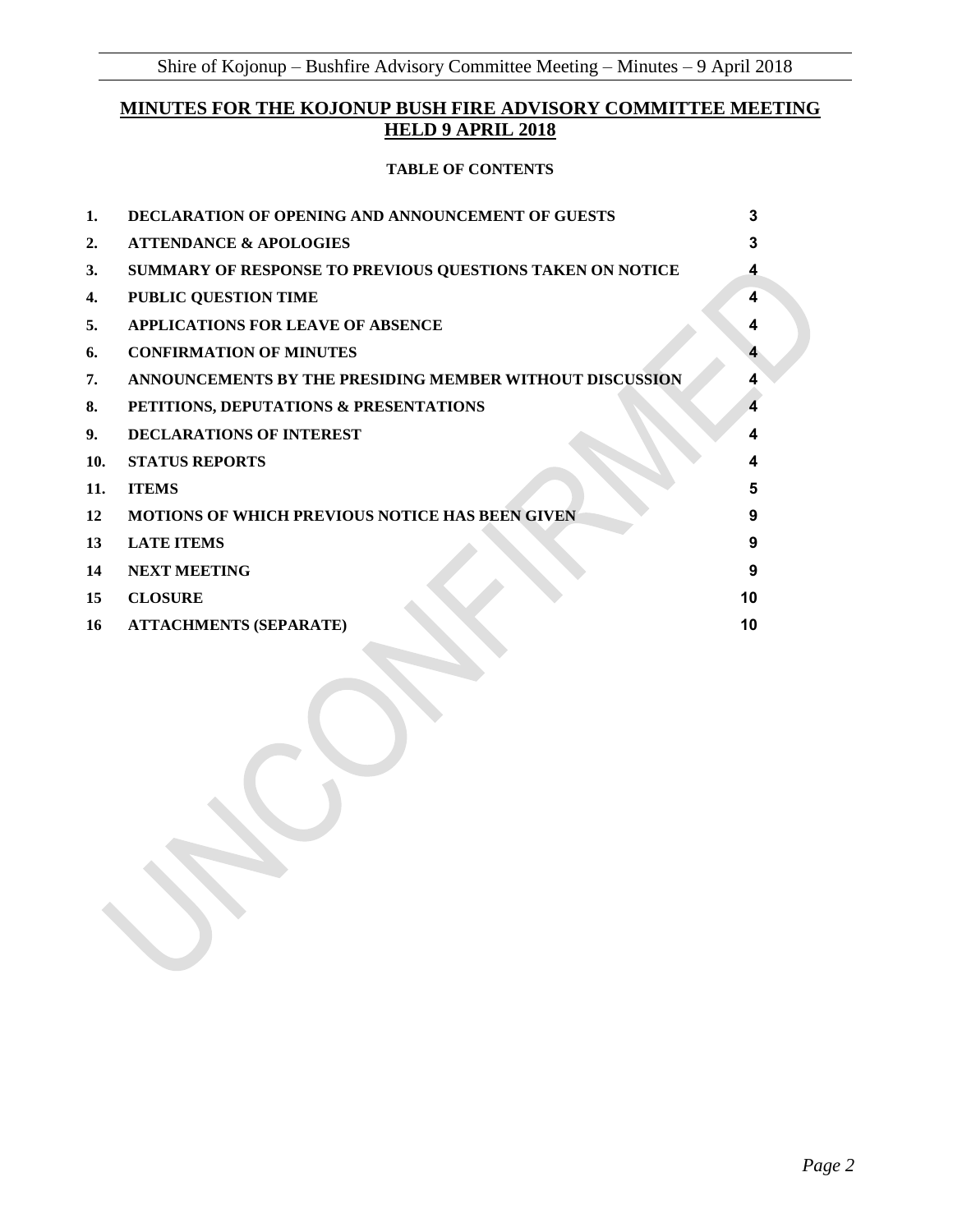# MINUTES FOR THE KOJONUP BUSH FIRE ADVISORY COMMITTEE MEETING HELD 9 APRIL 2018

**TABLE OF CONTENTS**

| | | |
|---|---|---|
| **1.** | **DECLARATION OF OPENING AND ANNOUNCEMENT OF GUESTS** | 3 |
| **2.** | **ATTENDANCE & APOLOGIES** | 3 |
| **3.** | **SUMMARY OF RESPONSE TO PREVIOUS QUESTIONS TAKEN ON NOTICE** | 4 |
| **4.** | **PUBLIC QUESTION TIME** | 4 |
| **5.** | **APPLICATIONS FOR LEAVE OF ABSENCE** | 4 |
| **6.** | **CONFIRMATION OF MINUTES** | 4 |
| **7.** | **ANNOUNCEMENTS BY THE PRESIDING MEMBER WITHOUT DISCUSSION** | 4 |
| **8.** | **PETITIONS, DEPUTATIONS & PRESENTATIONS** | 4 |
| **9.** | **DECLARATIONS OF INTEREST** | 4 |
| **10.** | **STATUS REPORTS** | 4 |
| **11.** | **ITEMS** | 5 |
| **12** | **MOTIONS OF WHICH PREVIOUS NOTICE HAS BEEN GIVEN** | 9 |
| **13** | **LATE ITEMS** | 9 |
| **14** | **NEXT MEETING** | 9 |
| **15** | **CLOSURE** | 10 |
| **16** | **ATTACHMENTS (SEPARATE)** | 10 |

UNCONFIRMED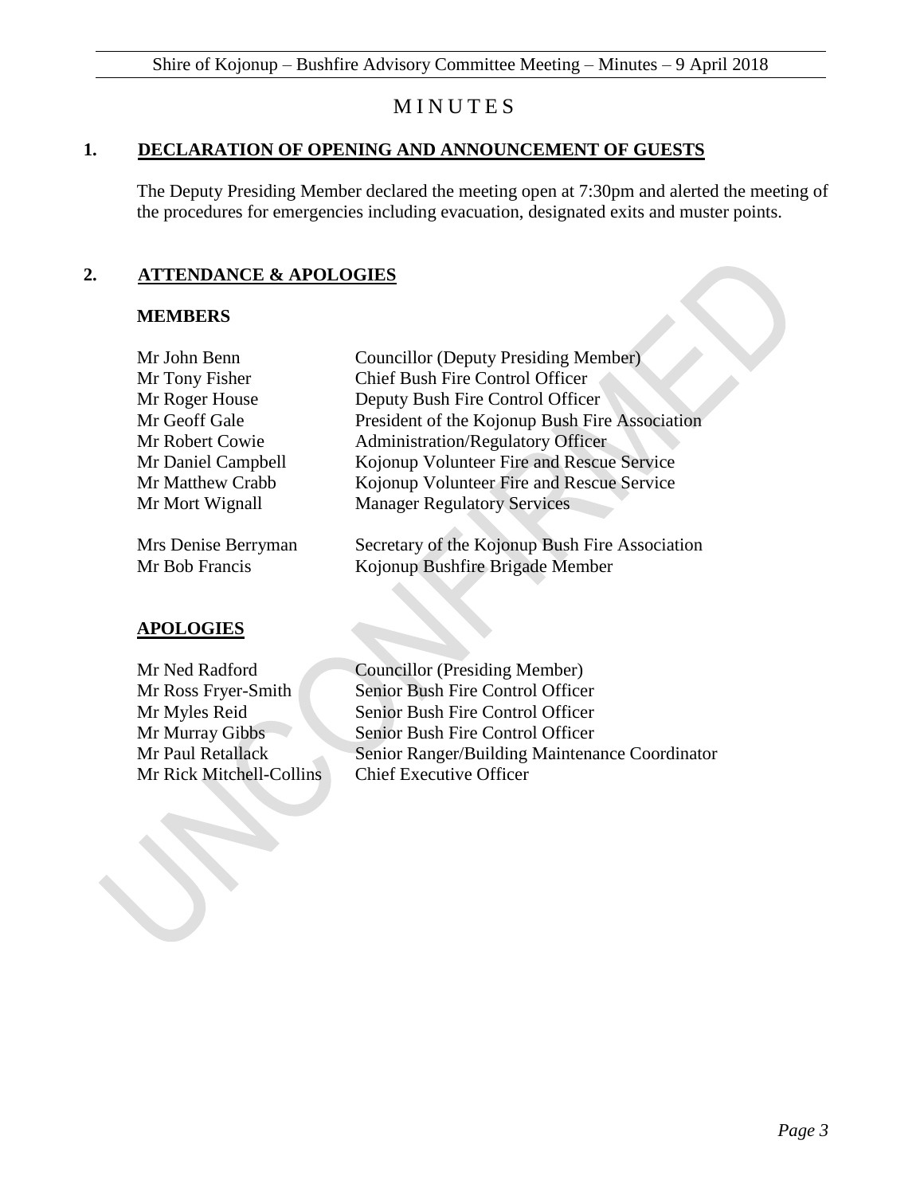# MINUTES

## 1. DECLARATION OF OPENING AND ANNOUNCEMENT OF GUESTS

The Deputy Presiding Member declared the meeting open at 7:30pm and alerted the meeting of the procedures for emergencies including evacuation, designated exits and muster points.

## 2. ATTENDANCE & APOLOGIES

### MEMBERS

| | |
|---|---|
| Mr John Benn | Councillor (Deputy Presiding Member) |
| Mr Tony Fisher | Chief Bush Fire Control Officer |
| Mr Roger House | Deputy Bush Fire Control Officer |
| Mr Geoff Gale | President of the Kojonup Bush Fire Association |
| Mr Robert Cowie | Administration/Regulatory Officer |
| Mr Daniel Campbell | Kojonup Volunteer Fire and Rescue Service |
| Mr Matthew Crabb | Kojonup Volunteer Fire and Rescue Service |
| Mr Mort Wignall | Manager Regulatory Services |
| Mrs Denise Berryman | Secretary of the Kojonup Bush Fire Association |
| Mr Bob Francis | Kojonup Bushfire Brigade Member |

### APOLOGIES

| | |
|---|---|
| Mr Ned Radford | Councillor (Presiding Member) |
| Mr Ross Fryer-Smith | Senior Bush Fire Control Officer |
| Mr Myles Reid | Senior Bush Fire Control Officer |
| Mr Murray Gibbs | Senior Bush Fire Control Officer |
| Mr Paul Retallack | Senior Ranger/Building Maintenance Coordinator |
| Mr Rick Mitchell-Collins | Chief Executive Officer |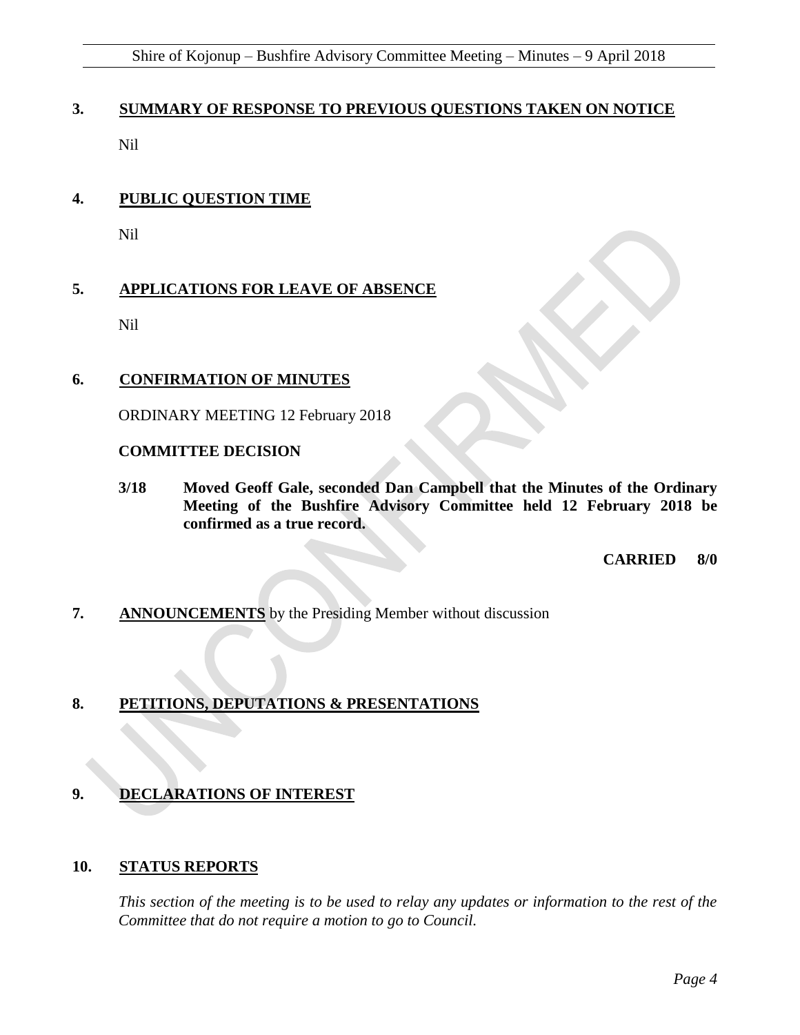## 3. SUMMARY OF RESPONSE TO PREVIOUS QUESTIONS TAKEN ON NOTICE

Nil

## 4. PUBLIC QUESTION TIME

Nil

## 5. APPLICATIONS FOR LEAVE OF ABSENCE

Nil

## 6. CONFIRMATION OF MINUTES

ORDINARY MEETING 12 February 2018

**COMMITTEE DECISION**

**3/18 Moved Geoff Gale, seconded Dan Campbell that the Minutes of the Ordinary Meeting of the Bushfire Advisory Committee held 12 February 2018 be confirmed as a true record.**

**CARRIED 8/0**

## 7. ANNOUNCEMENTS by the Presiding Member without discussion

## 8. PETITIONS, DEPUTATIONS & PRESENTATIONS

## 9. DECLARATIONS OF INTEREST

## 10. STATUS REPORTS

*This section of the meeting is to be used to relay any updates or information to the rest of the Committee that do not require a motion to go to Council.*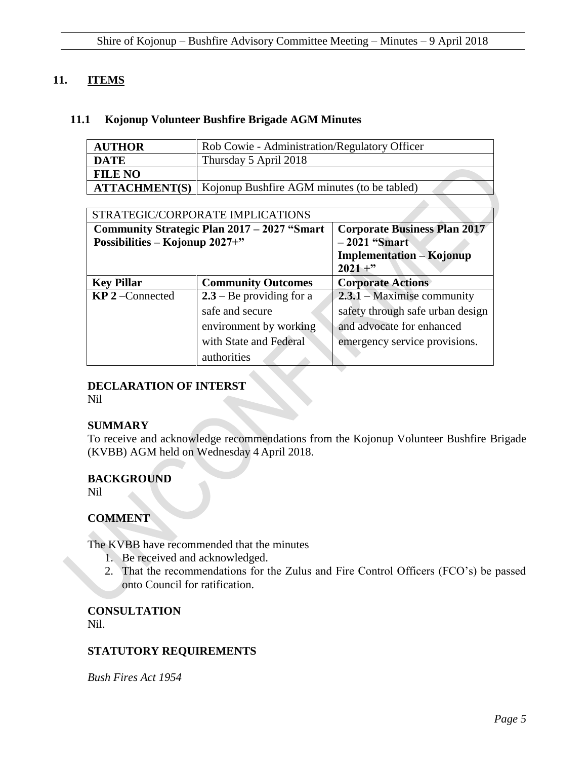## 11. ITEMS

### 11.1 Kojonup Volunteer Bushfire Brigade AGM Minutes

| **AUTHOR** | Rob Cowie - Administration/Regulatory Officer |
|---|---|
| **DATE** | Thursday 5 April 2018 |
| **FILE NO** | |
| **ATTACHMENT(S)** | Kojonup Bushfire AGM minutes (to be tabled) |

| STRATEGIC/CORPORATE IMPLICATIONS | | |
|---|---|---|
| **Community Strategic Plan 2017 – 2027 "Smart Possibilities – Kojonup 2027+"** | | **Corporate Business Plan 2017 – 2021 "Smart Implementation – Kojonup 2021 +"** |
| **Key Pillar** | **Community Outcomes** | **Corporate Actions** |
| **KP 2** –Connected | **2.3** – Be providing for a safe and secure environment by working with State and Federal authorities | **2.3.1** – Maximise community safety through safe urban design and advocate for enhanced emergency service provisions. |

**DECLARATION OF INTERST**
Nil

**SUMMARY**
To receive and acknowledge recommendations from the Kojonup Volunteer Bushfire Brigade (KVBB) AGM held on Wednesday 4 April 2018.

**BACKGROUND**
Nil

**COMMENT**

The KVBB have recommended that the minutes

1. Be received and acknowledged.
2. That the recommendations for the Zulus and Fire Control Officers (FCO's) be passed onto Council for ratification.

**CONSULTATION**
Nil.

**STATUTORY REQUIREMENTS**

*Bush Fires Act 1954*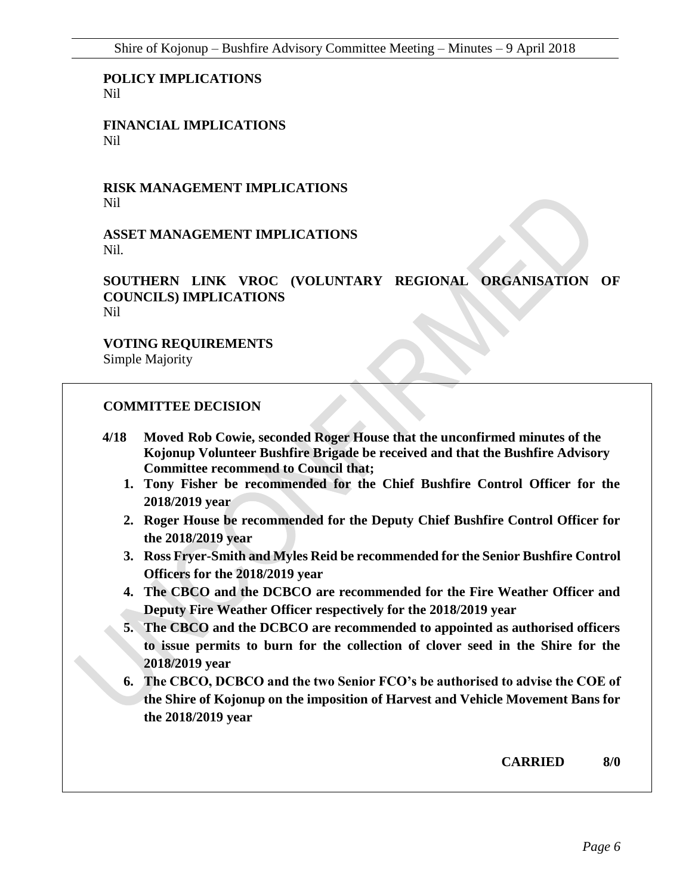**POLICY IMPLICATIONS**
Nil

**FINANCIAL IMPLICATIONS**
Nil

**RISK MANAGEMENT IMPLICATIONS**
Nil

**ASSET MANAGEMENT IMPLICATIONS**
Nil.

**SOUTHERN LINK VROC (VOLUNTARY REGIONAL ORGANISATION OF COUNCILS) IMPLICATIONS**
Nil

**VOTING REQUIREMENTS**
Simple Majority

**COMMITTEE DECISION**

**4/18 Moved Rob Cowie, seconded Roger House that the unconfirmed minutes of the Kojonup Volunteer Bushfire Brigade be received and that the Bushfire Advisory Committee recommend to Council that;**

1. **Tony Fisher be recommended for the Chief Bushfire Control Officer for the 2018/2019 year**
2. **Roger House be recommended for the Deputy Chief Bushfire Control Officer for the 2018/2019 year**
3. **Ross Fryer-Smith and Myles Reid be recommended for the Senior Bushfire Control Officers for the 2018/2019 year**
4. **The CBCO and the DCBCO are recommended for the Fire Weather Officer and Deputy Fire Weather Officer respectively for the 2018/2019 year**
5. **The CBCO and the DCBCO are recommended to appointed as authorised officers to issue permits to burn for the collection of clover seed in the Shire for the 2018/2019 year**
6. **The CBCO, DCBCO and the two Senior FCO's be authorised to advise the COE of the Shire of Kojonup on the imposition of Harvest and Vehicle Movement Bans for the 2018/2019 year**

**CARRIED 8/0**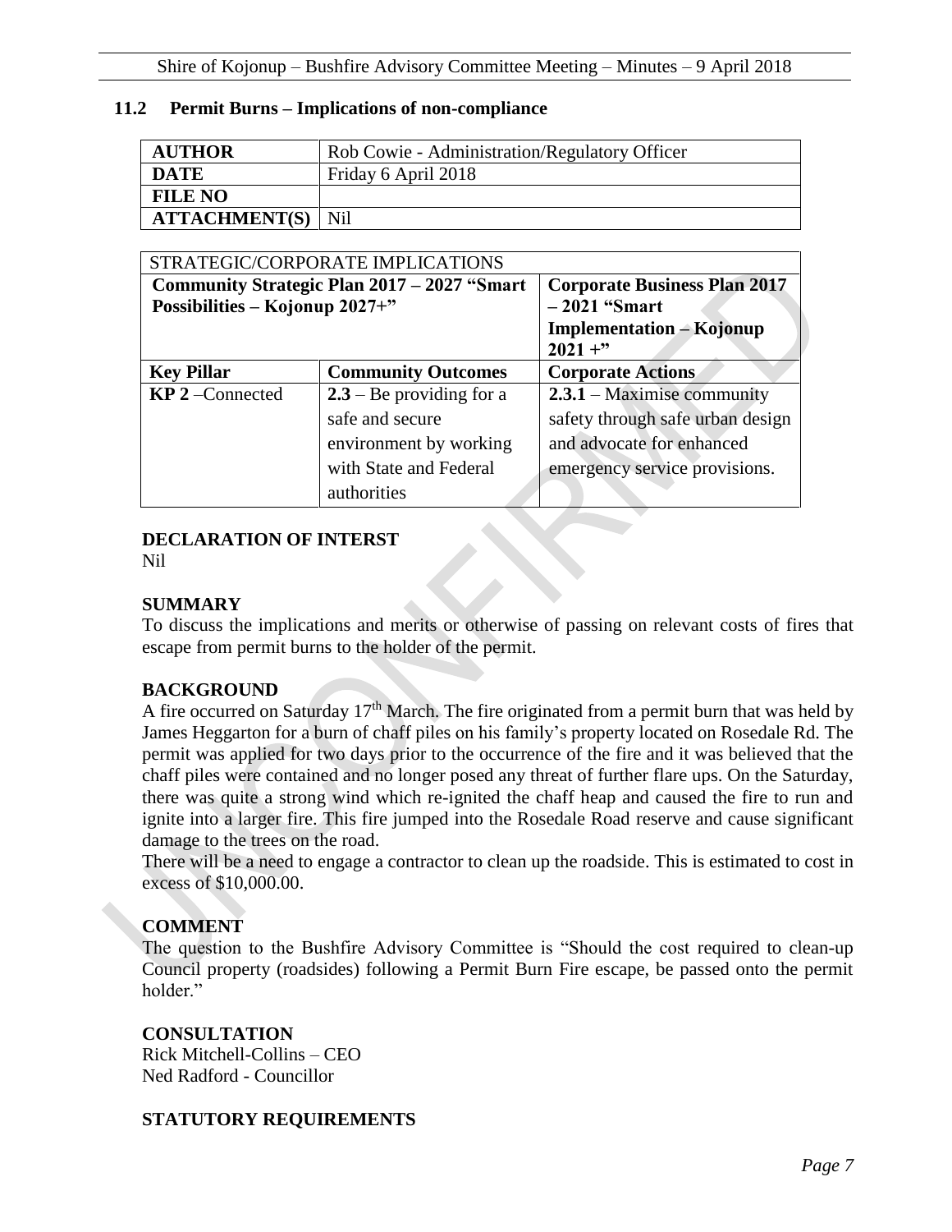## 11.2 Permit Burns – Implications of non-compliance

| **AUTHOR** | Rob Cowie - Administration/Regulatory Officer |
|---|---|
| **DATE** | Friday 6 April 2018 |
| **FILE NO** | |
| **ATTACHMENT(S)** | Nil |

| STRATEGIC/CORPORATE IMPLICATIONS | | |
|---|---|---|
| **Community Strategic Plan 2017 – 2027 "Smart Possibilities – Kojonup 2027+"** | | **Corporate Business Plan 2017 – 2021 "Smart Implementation – Kojonup 2021 +"** |
| **Key Pillar** | **Community Outcomes** | **Corporate Actions** |
| **KP 2** –Connected | **2.3** – Be providing for a safe and secure environment by working with State and Federal authorities | **2.3.1** – Maximise community safety through safe urban design and advocate for enhanced emergency service provisions. |

### DECLARATION OF INTERST

Nil

### SUMMARY

To discuss the implications and merits or otherwise of passing on relevant costs of fires that escape from permit burns to the holder of the permit.

### BACKGROUND

A fire occurred on Saturday 17th March. The fire originated from a permit burn that was held by James Heggarton for a burn of chaff piles on his family's property located on Rosedale Rd. The permit was applied for two days prior to the occurrence of the fire and it was believed that the chaff piles were contained and no longer posed any threat of further flare ups. On the Saturday, there was quite a strong wind which re-ignited the chaff heap and caused the fire to run and ignite into a larger fire. This fire jumped into the Rosedale Road reserve and cause significant damage to the trees on the road.

There will be a need to engage a contractor to clean up the roadside. This is estimated to cost in excess of $10,000.00.

### COMMENT

The question to the Bushfire Advisory Committee is "Should the cost required to clean-up Council property (roadsides) following a Permit Burn Fire escape, be passed onto the permit holder."

### CONSULTATION

Rick Mitchell-Collins – CEO
Ned Radford - Councillor

### STATUTORY REQUIREMENTS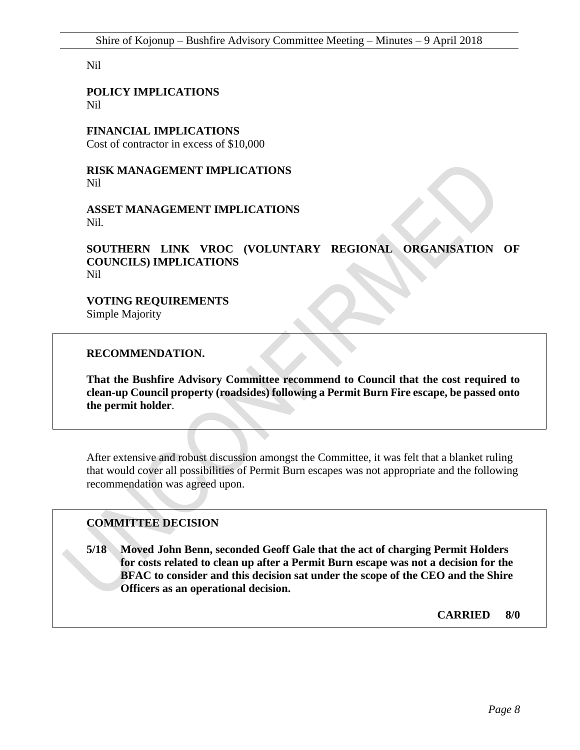Nil

**POLICY IMPLICATIONS**
Nil

**FINANCIAL IMPLICATIONS**
Cost of contractor in excess of $10,000

**RISK MANAGEMENT IMPLICATIONS**
Nil

**ASSET MANAGEMENT IMPLICATIONS**
Nil.

**SOUTHERN LINK VROC (VOLUNTARY REGIONAL ORGANISATION OF COUNCILS) IMPLICATIONS**
Nil

**VOTING REQUIREMENTS**
Simple Majority

**RECOMMENDATION.**

**That the Bushfire Advisory Committee recommend to Council that the cost required to clean-up Council property (roadsides) following a Permit Burn Fire escape, be passed onto the permit holder**.

After extensive and robust discussion amongst the Committee, it was felt that a blanket ruling that would cover all possibilities of Permit Burn escapes was not appropriate and the following recommendation was agreed upon.

**COMMITTEE DECISION**

**5/18 Moved John Benn, seconded Geoff Gale that the act of charging Permit Holders for costs related to clean up after a Permit Burn escape was not a decision for the BFAC to consider and this decision sat under the scope of the CEO and the Shire Officers as an operational decision.**

**CARRIED 8/0**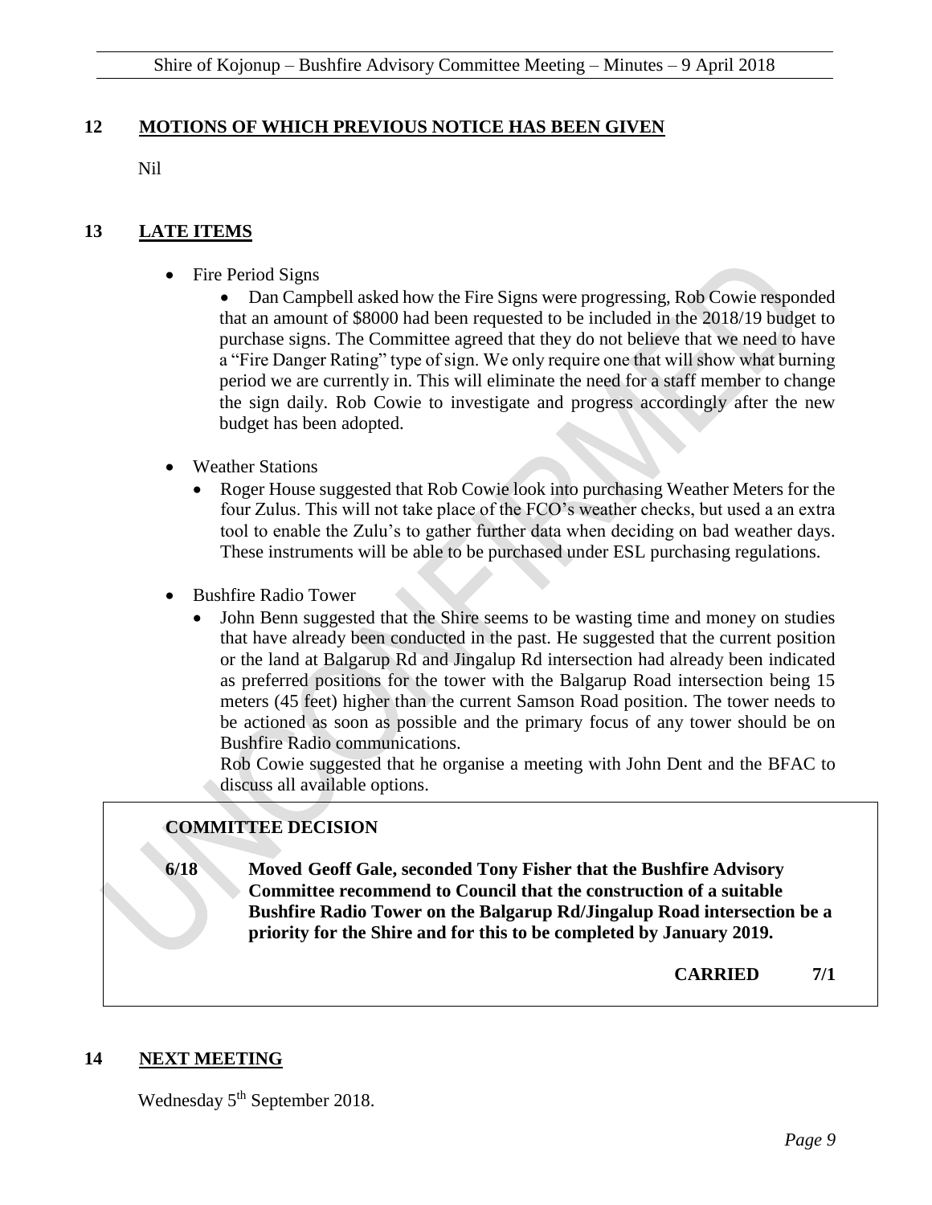## 12 MOTIONS OF WHICH PREVIOUS NOTICE HAS BEEN GIVEN

Nil

## 13 LATE ITEMS

- Fire Period Signs
  - Dan Campbell asked how the Fire Signs were progressing, Rob Cowie responded that an amount of $8000 had been requested to be included in the 2018/19 budget to purchase signs. The Committee agreed that they do not believe that we need to have a "Fire Danger Rating" type of sign. We only require one that will show what burning period we are currently in. This will eliminate the need for a staff member to change the sign daily. Rob Cowie to investigate and progress accordingly after the new budget has been adopted.

- Weather Stations
  - Roger House suggested that Rob Cowie look into purchasing Weather Meters for the four Zulus. This will not take place of the FCO's weather checks, but used a an extra tool to enable the Zulu's to gather further data when deciding on bad weather days. These instruments will be able to be purchased under ESL purchasing regulations.

- Bushfire Radio Tower
  - John Benn suggested that the Shire seems to be wasting time and money on studies that have already been conducted in the past. He suggested that the current position or the land at Balgarup Rd and Jingalup Rd intersection had already been indicated as preferred positions for the tower with the Balgarup Road intersection being 15 meters (45 feet) higher than the current Samson Road position. The tower needs to be actioned as soon as possible and the primary focus of any tower should be on Bushfire Radio communications.

    Rob Cowie suggested that he organise a meeting with John Dent and the BFAC to discuss all available options.

**COMMITTEE DECISION**

**6/18 Moved Geoff Gale, seconded Tony Fisher that the Bushfire Advisory Committee recommend to Council that the construction of a suitable Bushfire Radio Tower on the Balgarup Rd/Jingalup Road intersection be a priority for the Shire and for this to be completed by January 2019.**

**CARRIED 7/1**

## 14 NEXT MEETING

Wednesday 5th September 2018.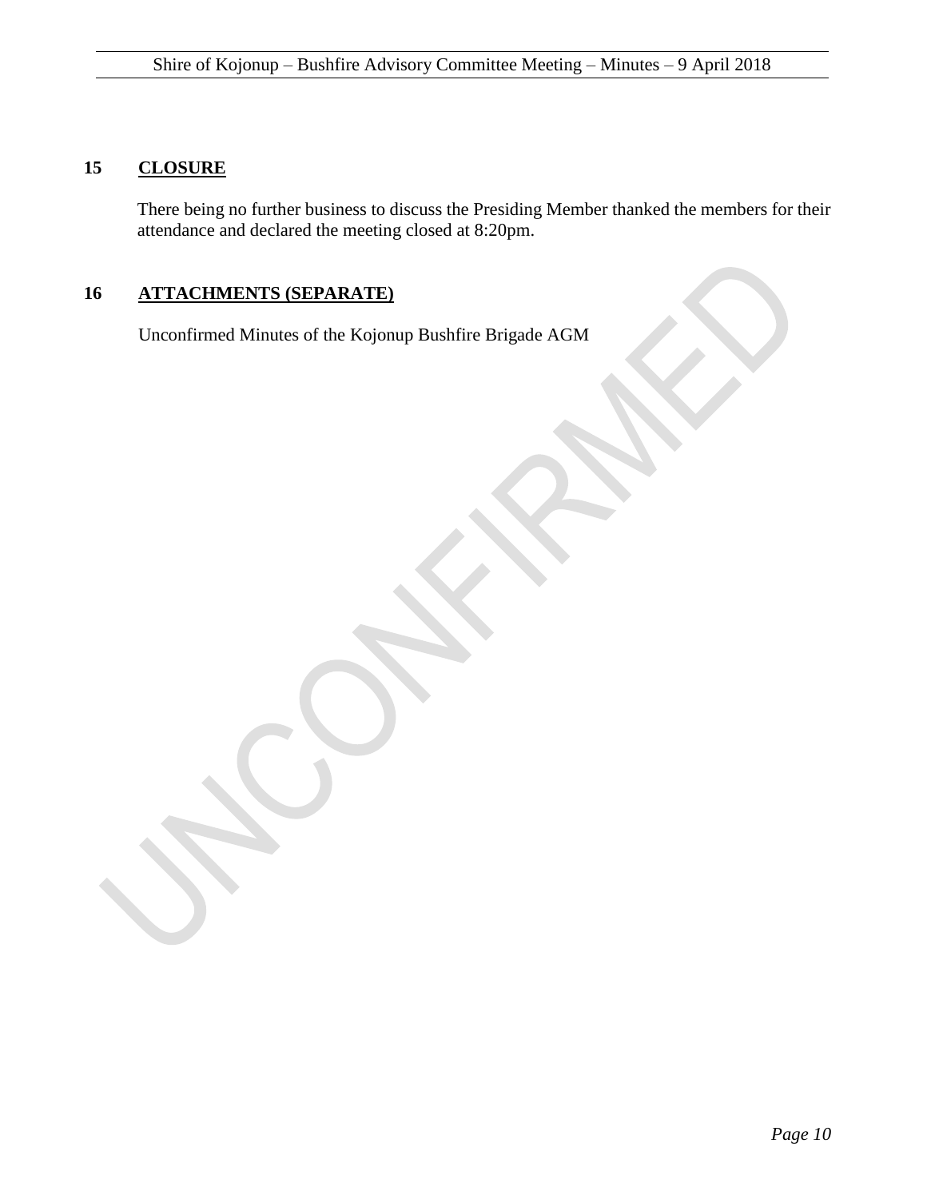## 15 CLOSURE

There being no further business to discuss the Presiding Member thanked the members for their attendance and declared the meeting closed at 8:20pm.

## 16 ATTACHMENTS (SEPARATE)

Unconfirmed Minutes of the Kojonup Bushfire Brigade AGM